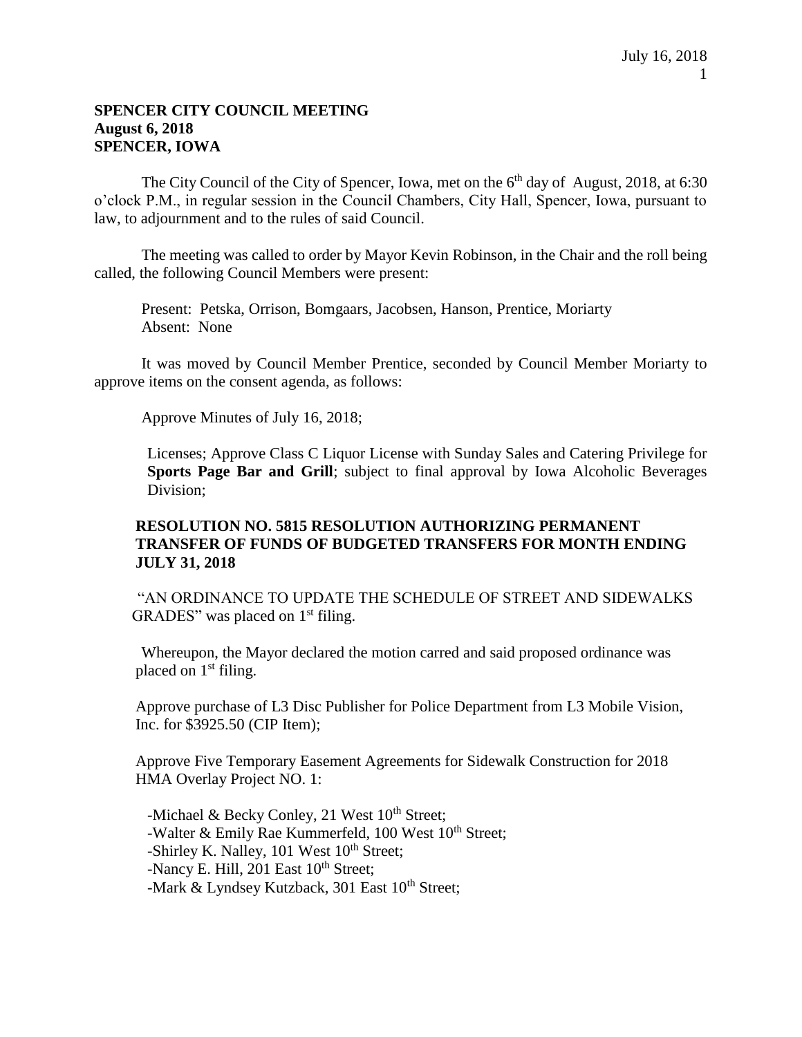**SPENCER CITY COUNCIL MEETING**
**August 6, 2018**
**SPENCER, IOWA**

The City Council of the City of Spencer, Iowa, met on the 6th day of August, 2018, at 6:30 o'clock P.M., in regular session in the Council Chambers, City Hall, Spencer, Iowa, pursuant to law, to adjournment and to the rules of said Council.

The meeting was called to order by Mayor Kevin Robinson, in the Chair and the roll being called, the following Council Members were present:

Present: Petska, Orrison, Bomgaars, Jacobsen, Hanson, Prentice, Moriarty
Absent: None

It was moved by Council Member Prentice, seconded by Council Member Moriarty to approve items on the consent agenda, as follows:

Approve Minutes of July 16, 2018;

Licenses; Approve Class C Liquor License with Sunday Sales and Catering Privilege for **Sports Page Bar and Grill**; subject to final approval by Iowa Alcoholic Beverages Division;

**RESOLUTION NO. 5815 RESOLUTION AUTHORIZING PERMANENT TRANSFER OF FUNDS OF BUDGETED TRANSFERS FOR MONTH ENDING JULY 31, 2018**

"AN ORDINANCE TO UPDATE THE SCHEDULE OF STREET AND SIDEWALKS GRADES" was placed on 1st filing.

Whereupon, the Mayor declared the motion carred and said proposed ordinance was placed on 1st filing.

Approve purchase of L3 Disc Publisher for Police Department from L3 Mobile Vision, Inc. for $3925.50 (CIP Item);

Approve Five Temporary Easement Agreements for Sidewalk Construction for 2018 HMA Overlay Project NO. 1:

- -Michael & Becky Conley, 21 West 10th Street;
- -Walter & Emily Rae Kummerfeld, 100 West 10th Street;
- -Shirley K. Nalley, 101 West 10th Street;
- -Nancy E. Hill, 201 East 10th Street;
- -Mark & Lyndsey Kutzback, 301 East 10th Street;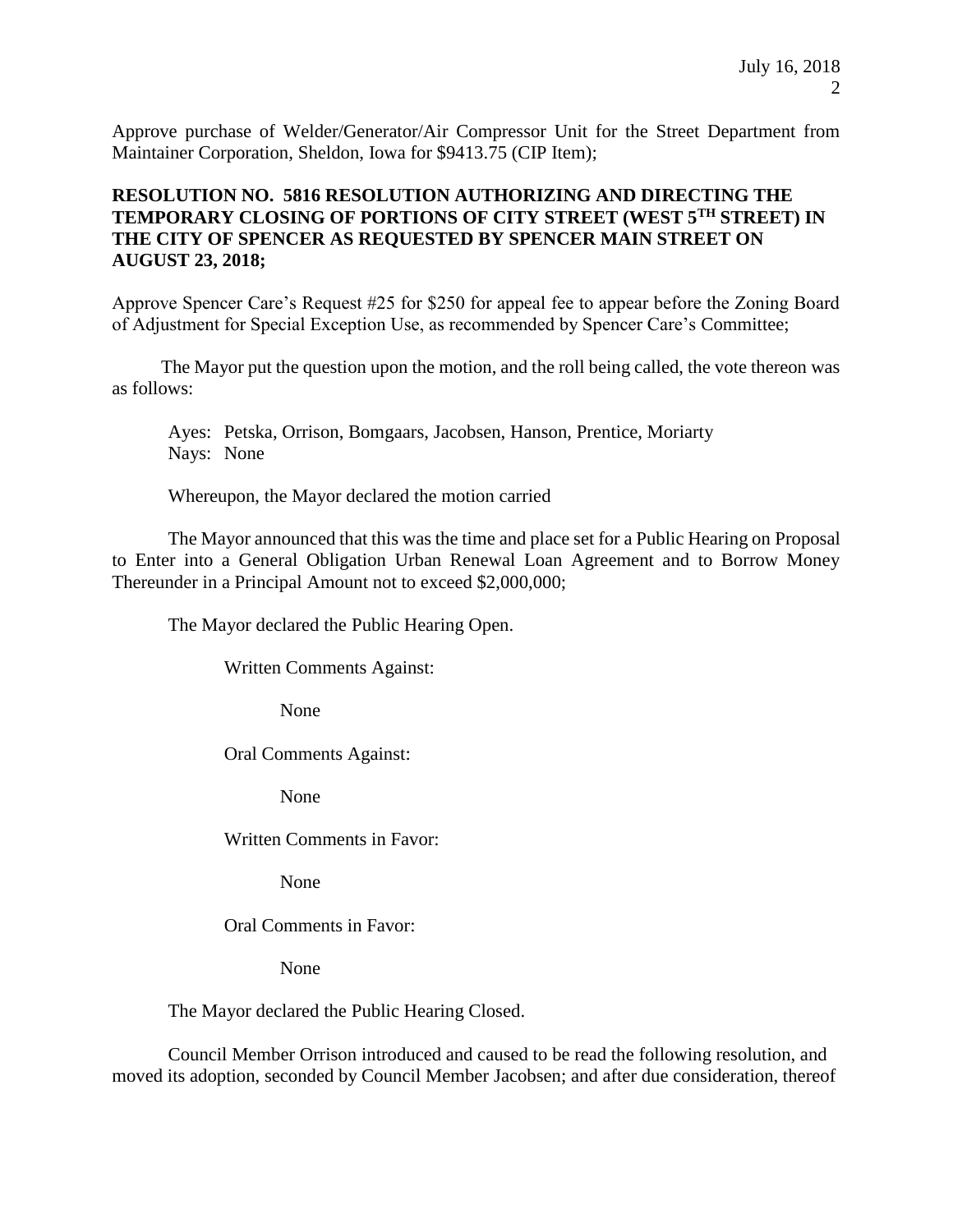Approve purchase of Welder/Generator/Air Compressor Unit for the Street Department from Maintainer Corporation, Sheldon, Iowa for $9413.75 (CIP Item);

**RESOLUTION NO. 5816 RESOLUTION AUTHORIZING AND DIRECTING THE TEMPORARY CLOSING OF PORTIONS OF CITY STREET (WEST 5TH STREET) IN THE CITY OF SPENCER AS REQUESTED BY SPENCER MAIN STREET ON AUGUST 23, 2018;**

Approve Spencer Care's Request #25 for $250 for appeal fee to appear before the Zoning Board of Adjustment for Special Exception Use, as recommended by Spencer Care's Committee;

The Mayor put the question upon the motion, and the roll being called, the vote thereon was as follows:

Ayes: Petska, Orrison, Bomgaars, Jacobsen, Hanson, Prentice, Moriarty
Nays: None

Whereupon, the Mayor declared the motion carried

The Mayor announced that this was the time and place set for a Public Hearing on Proposal to Enter into a General Obligation Urban Renewal Loan Agreement and to Borrow Money Thereunder in a Principal Amount not to exceed $2,000,000;

The Mayor declared the Public Hearing Open.

Written Comments Against:

None

Oral Comments Against:

None

Written Comments in Favor:

None

Oral Comments in Favor:

None

The Mayor declared the Public Hearing Closed.

Council Member Orrison introduced and caused to be read the following resolution, and moved its adoption, seconded by Council Member Jacobsen; and after due consideration, thereof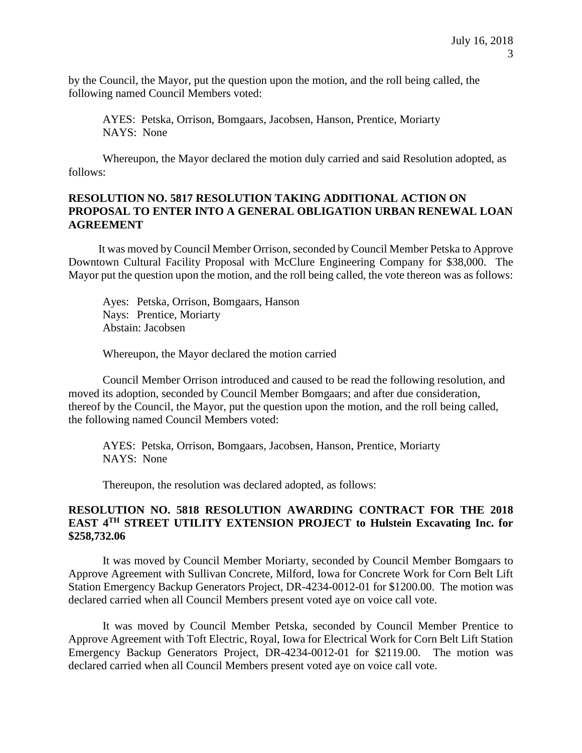by the Council, the Mayor, put the question upon the motion, and the roll being called, the following named Council Members voted:

AYES: Petska, Orrison, Bomgaars, Jacobsen, Hanson, Prentice, Moriarty
NAYS: None

Whereupon, the Mayor declared the motion duly carried and said Resolution adopted, as follows:

**RESOLUTION NO. 5817 RESOLUTION TAKING ADDITIONAL ACTION ON PROPOSAL TO ENTER INTO A GENERAL OBLIGATION URBAN RENEWAL LOAN AGREEMENT**

It was moved by Council Member Orrison, seconded by Council Member Petska to Approve Downtown Cultural Facility Proposal with McClure Engineering Company for $38,000. The Mayor put the question upon the motion, and the roll being called, the vote thereon was as follows:

Ayes: Petska, Orrison, Bomgaars, Hanson
Nays: Prentice, Moriarty
Abstain: Jacobsen

Whereupon, the Mayor declared the motion carried

Council Member Orrison introduced and caused to be read the following resolution, and moved its adoption, seconded by Council Member Bomgaars; and after due consideration, thereof by the Council, the Mayor, put the question upon the motion, and the roll being called, the following named Council Members voted:

AYES: Petska, Orrison, Bomgaars, Jacobsen, Hanson, Prentice, Moriarty
NAYS: None

Thereupon, the resolution was declared adopted, as follows:

**RESOLUTION NO. 5818 RESOLUTION AWARDING CONTRACT FOR THE 2018 EAST 4TH STREET UTILITY EXTENSION PROJECT to Hulstein Excavating Inc. for $258,732.06**

It was moved by Council Member Moriarty, seconded by Council Member Bomgaars to Approve Agreement with Sullivan Concrete, Milford, Iowa for Concrete Work for Corn Belt Lift Station Emergency Backup Generators Project, DR-4234-0012-01 for $1200.00. The motion was declared carried when all Council Members present voted aye on voice call vote.

It was moved by Council Member Petska, seconded by Council Member Prentice to Approve Agreement with Toft Electric, Royal, Iowa for Electrical Work for Corn Belt Lift Station Emergency Backup Generators Project, DR-4234-0012-01 for $2119.00. The motion was declared carried when all Council Members present voted aye on voice call vote.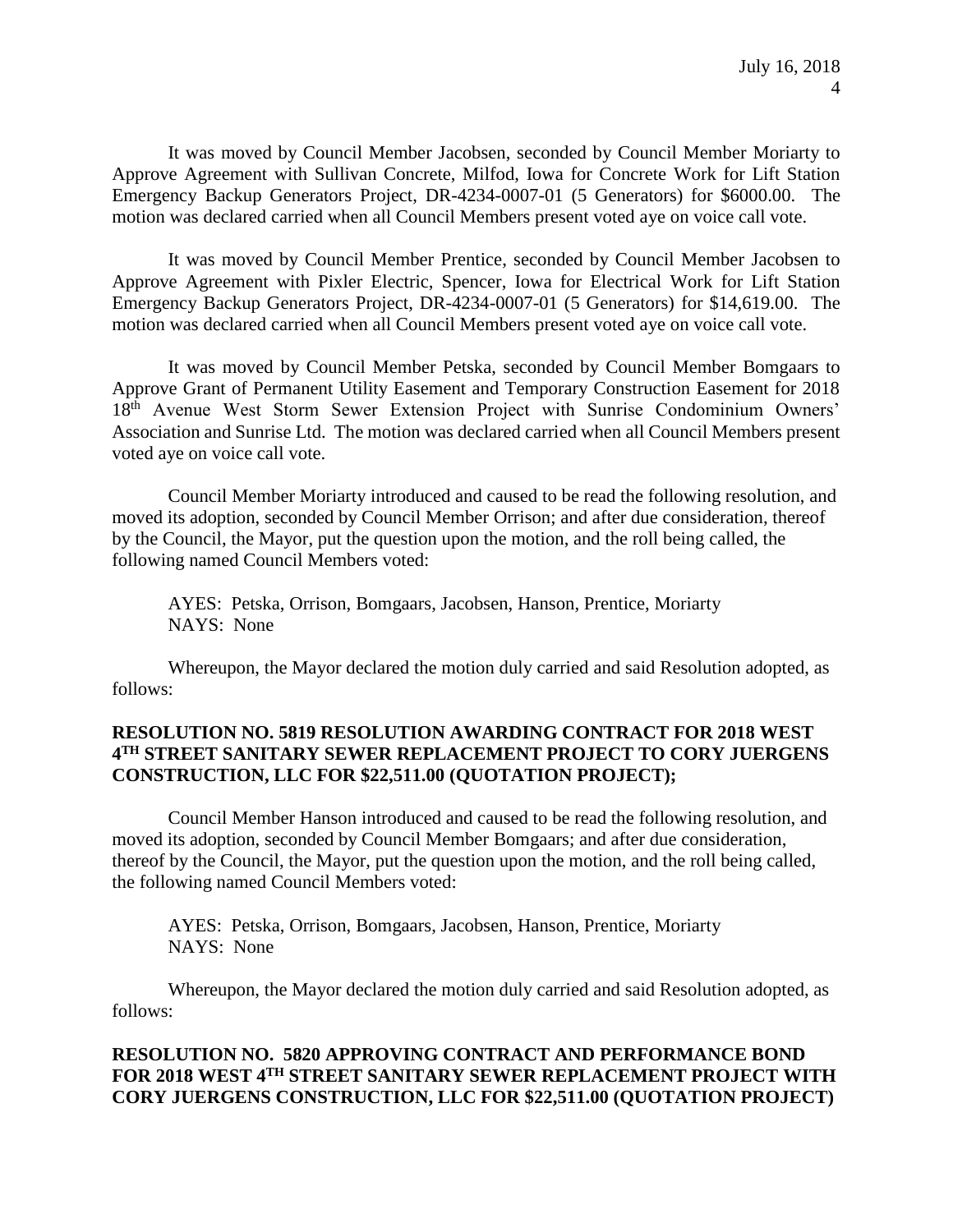It was moved by Council Member Jacobsen, seconded by Council Member Moriarty to Approve Agreement with Sullivan Concrete, Milfod, Iowa for Concrete Work for Lift Station Emergency Backup Generators Project, DR-4234-0007-01 (5 Generators) for $6000.00. The motion was declared carried when all Council Members present voted aye on voice call vote.

It was moved by Council Member Prentice, seconded by Council Member Jacobsen to Approve Agreement with Pixler Electric, Spencer, Iowa for Electrical Work for Lift Station Emergency Backup Generators Project, DR-4234-0007-01 (5 Generators) for $14,619.00. The motion was declared carried when all Council Members present voted aye on voice call vote.

It was moved by Council Member Petska, seconded by Council Member Bomgaars to Approve Grant of Permanent Utility Easement and Temporary Construction Easement for 2018 18th Avenue West Storm Sewer Extension Project with Sunrise Condominium Owners' Association and Sunrise Ltd. The motion was declared carried when all Council Members present voted aye on voice call vote.

Council Member Moriarty introduced and caused to be read the following resolution, and moved its adoption, seconded by Council Member Orrison; and after due consideration, thereof by the Council, the Mayor, put the question upon the motion, and the roll being called, the following named Council Members voted:

AYES: Petska, Orrison, Bomgaars, Jacobsen, Hanson, Prentice, Moriarty
NAYS: None

Whereupon, the Mayor declared the motion duly carried and said Resolution adopted, as follows:

**RESOLUTION NO. 5819 RESOLUTION AWARDING CONTRACT FOR 2018 WEST 4TH STREET SANITARY SEWER REPLACEMENT PROJECT TO CORY JUERGENS CONSTRUCTION, LLC FOR $22,511.00 (QUOTATION PROJECT);**

Council Member Hanson introduced and caused to be read the following resolution, and moved its adoption, seconded by Council Member Bomgaars; and after due consideration, thereof by the Council, the Mayor, put the question upon the motion, and the roll being called, the following named Council Members voted:

AYES: Petska, Orrison, Bomgaars, Jacobsen, Hanson, Prentice, Moriarty
NAYS: None

Whereupon, the Mayor declared the motion duly carried and said Resolution adopted, as follows:

**RESOLUTION NO. 5820 APPROVING CONTRACT AND PERFORMANCE BOND FOR 2018 WEST 4TH STREET SANITARY SEWER REPLACEMENT PROJECT WITH CORY JUERGENS CONSTRUCTION, LLC FOR $22,511.00 (QUOTATION PROJECT)**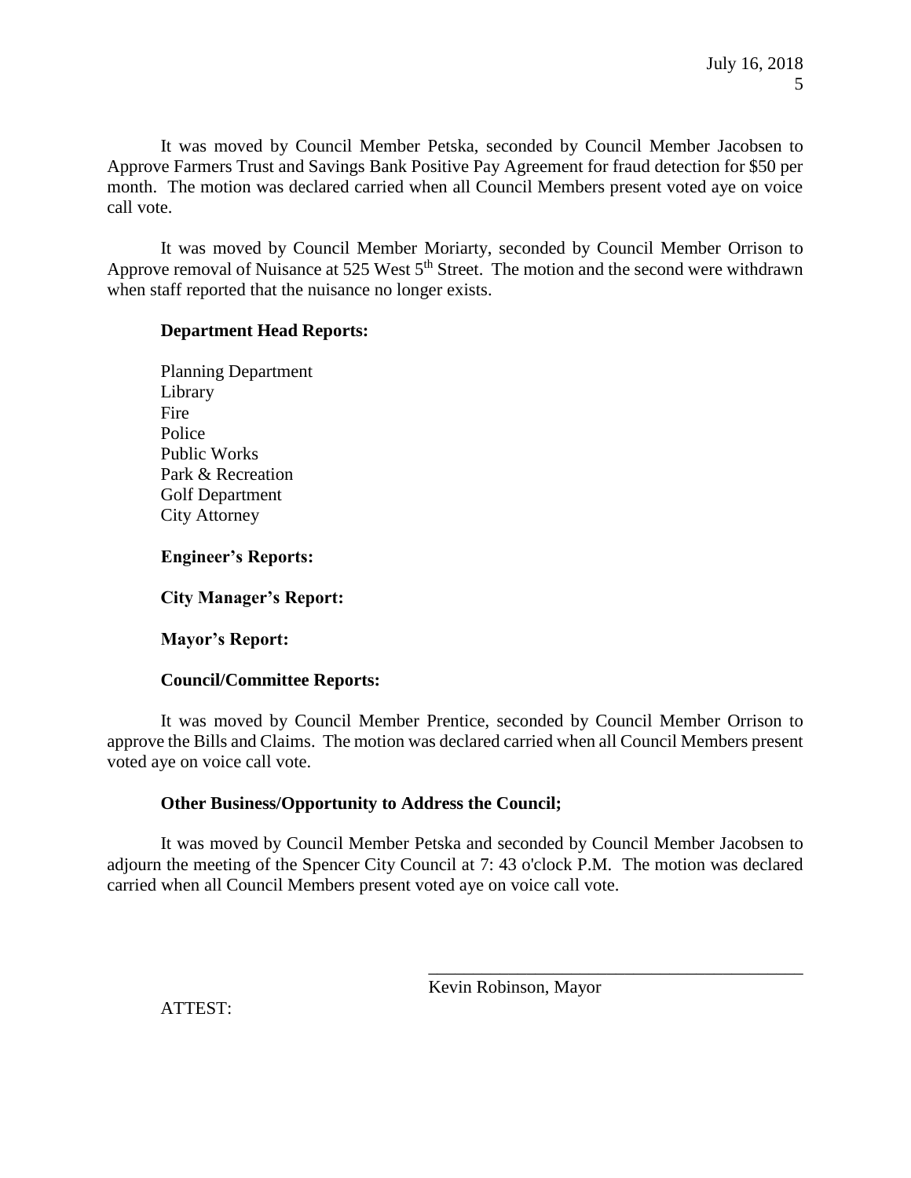It was moved by Council Member Petska, seconded by Council Member Jacobsen to Approve Farmers Trust and Savings Bank Positive Pay Agreement for fraud detection for $50 per month. The motion was declared carried when all Council Members present voted aye on voice call vote.

It was moved by Council Member Moriarty, seconded by Council Member Orrison to Approve removal of Nuisance at 525 West 5th Street. The motion and the second were withdrawn when staff reported that the nuisance no longer exists.

**Department Head Reports:**

Planning Department
Library
Fire
Police
Public Works
Park & Recreation
Golf Department
City Attorney

**Engineer's Reports:**

**City Manager's Report:**

**Mayor's Report:**

**Council/Committee Reports:**

It was moved by Council Member Prentice, seconded by Council Member Orrison to approve the Bills and Claims. The motion was declared carried when all Council Members present voted aye on voice call vote.

**Other Business/Opportunity to Address the Council;**

It was moved by Council Member Petska and seconded by Council Member Jacobsen to adjourn the meeting of the Spencer City Council at 7: 43 o'clock P.M. The motion was declared carried when all Council Members present voted aye on voice call vote.

\_\_\_\_\_\_\_\_\_\_\_\_\_\_\_\_\_\_\_\_\_\_\_\_\_\_\_\_\_\_\_\_\_\_\_\_\_\_\_\_

Kevin Robinson, Mayor

ATTEST: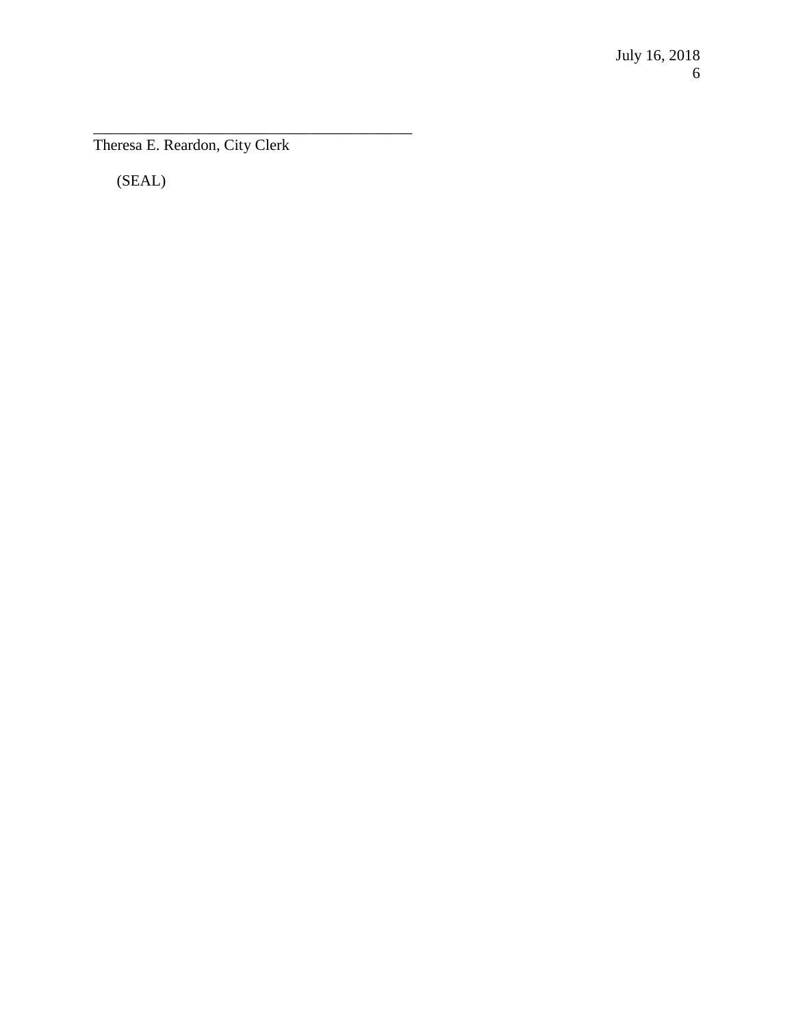\_\_\_\_\_\_\_\_\_\_\_\_\_\_\_\_\_\_\_\_\_\_\_\_\_\_\_\_\_\_\_\_\_\_\_\_\_\_\_\_\_\_

Theresa E. Reardon, City Clerk

(SEAL)